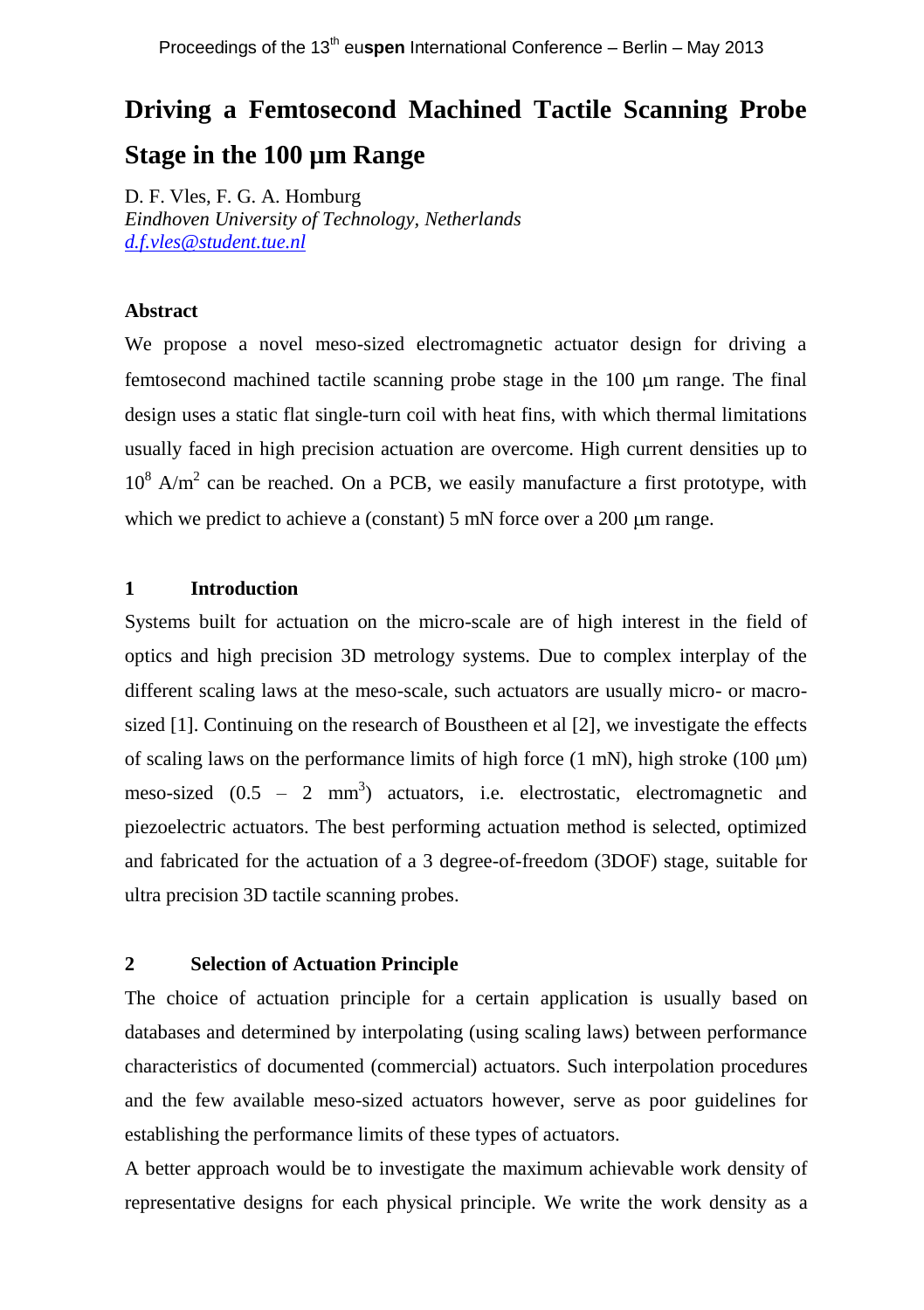# Driving a Femtosecond Machined Tactile Scanning Probe Stage in the 100 µm Range

D. F. Vles, F. G. A. Homburg
*Eindhoven University of Technology, Netherlands*
*d.f.vles@student.tue.nl*

### Abstract

We propose a novel meso-sized electromagnetic actuator design for driving a femtosecond machined tactile scanning probe stage in the 100 μm range. The final design uses a static flat single-turn coil with heat fins, with which thermal limitations usually faced in high precision actuation are overcome. High current densities up to $10^8$ A/m$^2$ can be reached. On a PCB, we easily manufacture a first prototype, with which we predict to achieve a (constant) 5 mN force over a 200 μm range.

## 1 Introduction

Systems built for actuation on the micro-scale are of high interest in the field of optics and high precision 3D metrology systems. Due to complex interplay of the different scaling laws at the meso-scale, such actuators are usually micro- or macro-sized [1]. Continuing on the research of Boustheen et al [2], we investigate the effects of scaling laws on the performance limits of high force (1 mN), high stroke (100 μm) meso-sized (0.5 – 2 mm$^3$) actuators, i.e. electrostatic, electromagnetic and piezoelectric actuators. The best performing actuation method is selected, optimized and fabricated for the actuation of a 3 degree-of-freedom (3DOF) stage, suitable for ultra precision 3D tactile scanning probes.

## 2 Selection of Actuation Principle

The choice of actuation principle for a certain application is usually based on databases and determined by interpolating (using scaling laws) between performance characteristics of documented (commercial) actuators. Such interpolation procedures and the few available meso-sized actuators however, serve as poor guidelines for establishing the performance limits of these types of actuators.

A better approach would be to investigate the maximum achievable work density of representative designs for each physical principle. We write the work density as a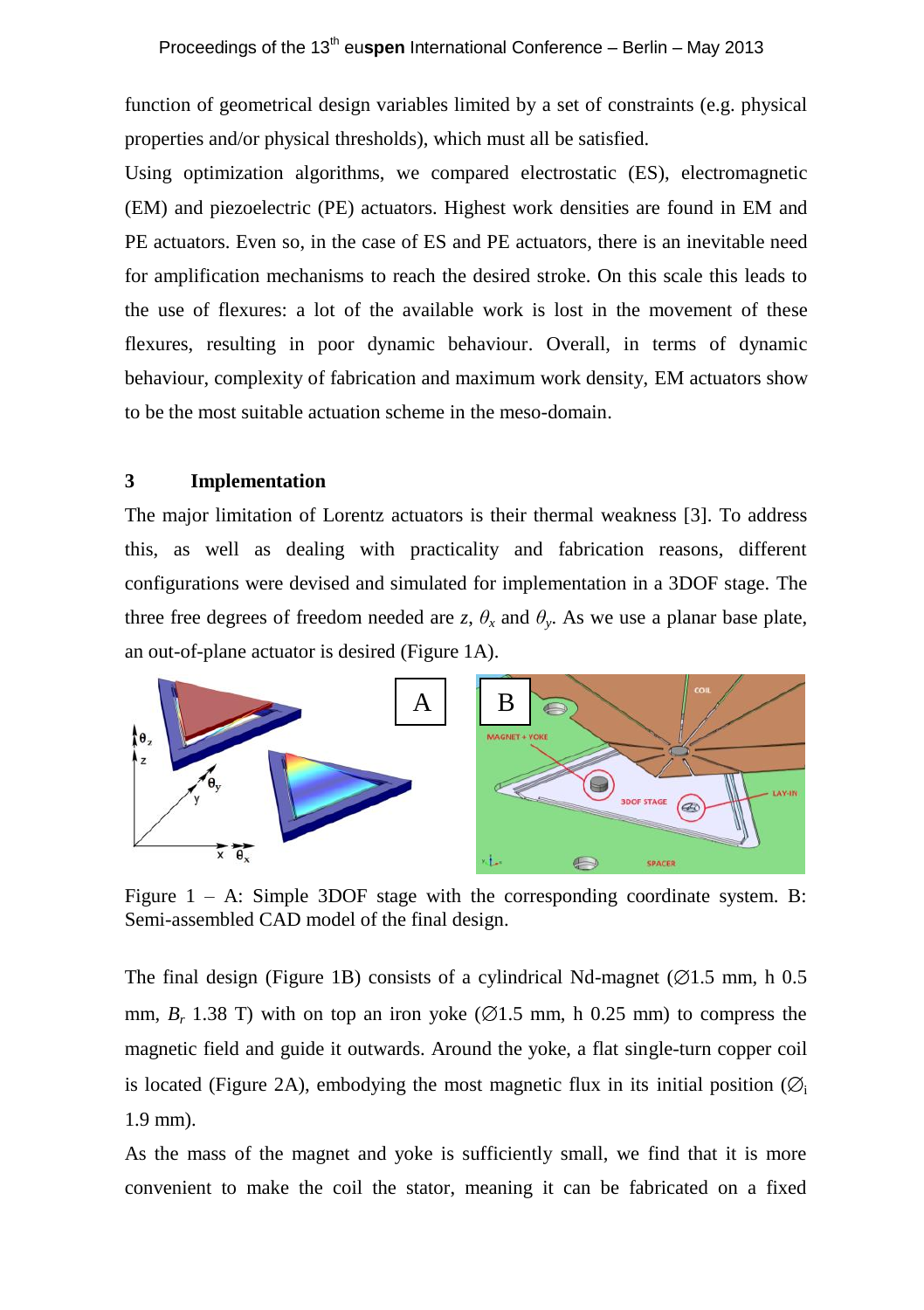function of geometrical design variables limited by a set of constraints (e.g. physical properties and/or physical thresholds), which must all be satisfied.

Using optimization algorithms, we compared electrostatic (ES), electromagnetic (EM) and piezoelectric (PE) actuators. Highest work densities are found in EM and PE actuators. Even so, in the case of ES and PE actuators, there is an inevitable need for amplification mechanisms to reach the desired stroke. On this scale this leads to the use of flexures: a lot of the available work is lost in the movement of these flexures, resulting in poor dynamic behaviour. Overall, in terms of dynamic behaviour, complexity of fabrication and maximum work density, EM actuators show to be the most suitable actuation scheme in the meso-domain.

## 3 Implementation

The major limitation of Lorentz actuators is their thermal weakness [3]. To address this, as well as dealing with practicality and fabrication reasons, different configurations were devised and simulated for implementation in a 3DOF stage. The three free degrees of freedom needed are $z$, $\theta_x$ and $\theta_y$. As we use a planar base plate, an out-of-plane actuator is desired (Figure 1A).

Figure 1 – A: Simple 3DOF stage with the corresponding coordinate system. B: Semi-assembled CAD model of the final design.

The final design (Figure 1B) consists of a cylindrical Nd-magnet (∅1.5 mm, h 0.5 mm, $B_r$ 1.38 T) with on top an iron yoke (∅1.5 mm, h 0.25 mm) to compress the magnetic field and guide it outwards. Around the yoke, a flat single-turn copper coil is located (Figure 2A), embodying the most magnetic flux in its initial position ($\varnothing_i$ 1.9 mm).

As the mass of the magnet and yoke is sufficiently small, we find that it is more convenient to make the coil the stator, meaning it can be fabricated on a fixed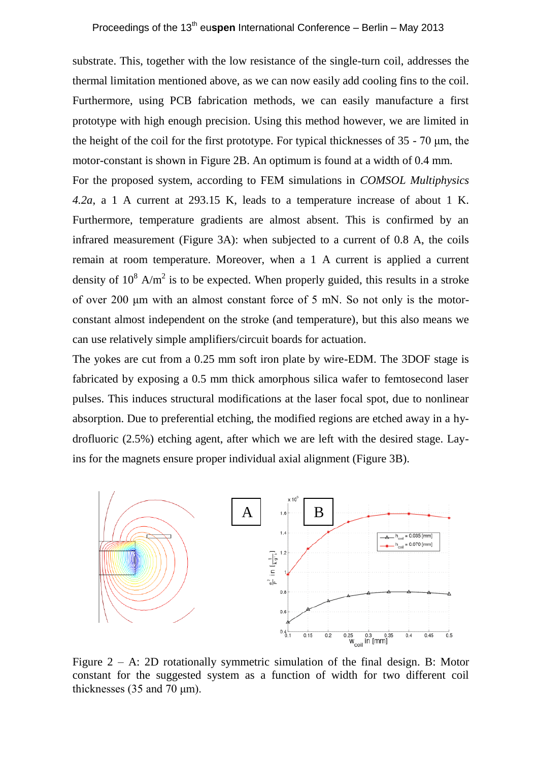substrate. This, together with the low resistance of the single-turn coil, addresses the thermal limitation mentioned above, as we can now easily add cooling fins to the coil. Furthermore, using PCB fabrication methods, we can easily manufacture a first prototype with high enough precision. Using this method however, we are limited in the height of the coil for the first prototype. For typical thicknesses of 35 - 70 μm, the motor-constant is shown in Figure 2B. An optimum is found at a width of 0.4 mm.

For the proposed system, according to FEM simulations in *COMSOL Multiphysics 4.2a*, a 1 A current at 293.15 K, leads to a temperature increase of about 1 K. Furthermore, temperature gradients are almost absent. This is confirmed by an infrared measurement (Figure 3A): when subjected to a current of 0.8 A, the coils remain at room temperature. Moreover, when a 1 A current is applied a current density of $10^8$ A/m$^2$ is to be expected. When properly guided, this results in a stroke of over 200 μm with an almost constant force of 5 mN. So not only is the motor-constant almost independent on the stroke (and temperature), but this also means we can use relatively simple amplifiers/circuit boards for actuation.

The yokes are cut from a 0.25 mm soft iron plate by wire-EDM. The 3DOF stage is fabricated by exposing a 0.5 mm thick amorphous silica wafer to femtosecond laser pulses. This induces structural modifications at the laser focal spot, due to nonlinear absorption. Due to preferential etching, the modified regions are etched away in a hydrofluoric (2.5%) etching agent, after which we are left with the desired stage. Lay-ins for the magnets ensure proper individual axial alignment (Figure 3B).

Figure 2 – A: 2D rotationally symmetric simulation of the final design. B: Motor constant for the suggested system as a function of width for two different coil thicknesses (35 and 70 μm).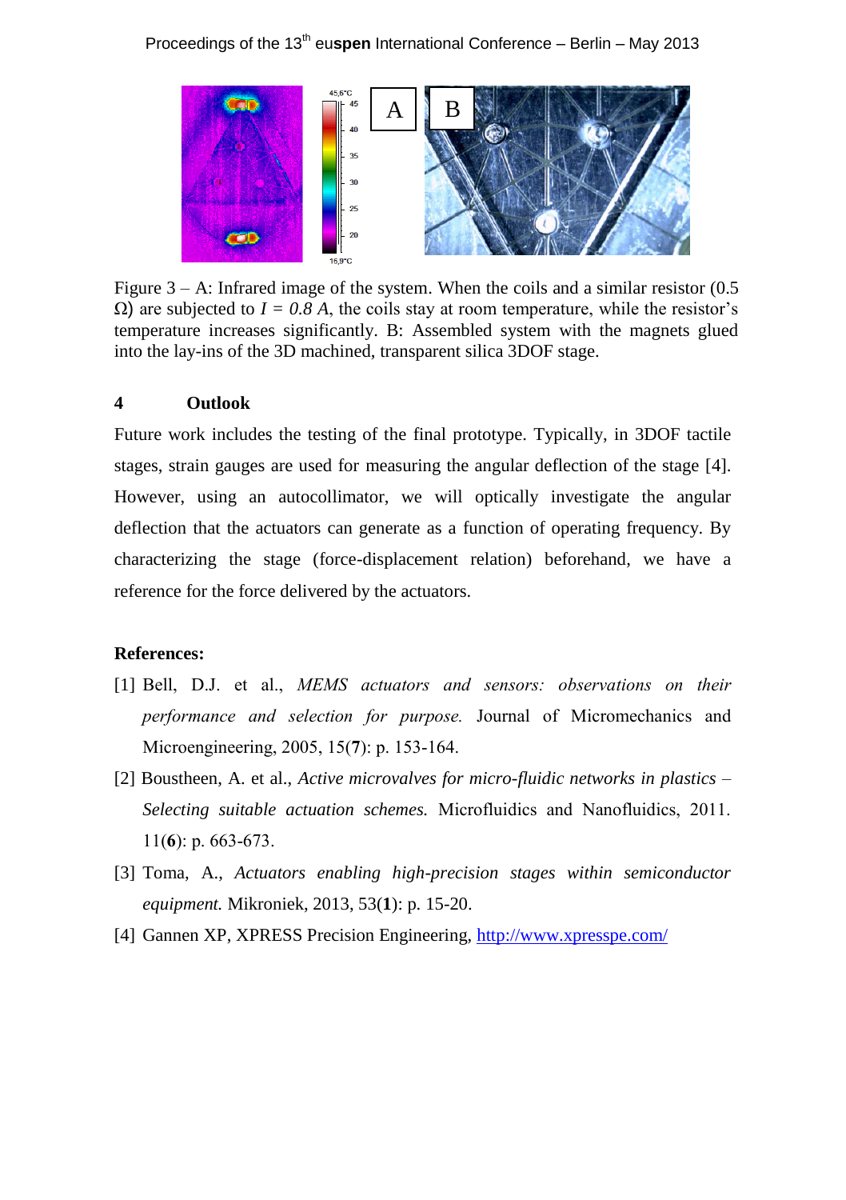45,6°C
45
40
35
30
25
20
16,9°C

A

B

Figure 3 – A: Infrared image of the system. When the coils and a similar resistor (0.5 Ω) are subjected to $I = 0.8\ A$, the coils stay at room temperature, while the resistor's temperature increases significantly. B: Assembled system with the magnets glued into the lay-ins of the 3D machined, transparent silica 3DOF stage.

## 4 Outlook

Future work includes the testing of the final prototype. Typically, in 3DOF tactile stages, strain gauges are used for measuring the angular deflection of the stage [4]. However, using an autocollimator, we will optically investigate the angular deflection that the actuators can generate as a function of operating frequency. By characterizing the stage (force-displacement relation) beforehand, we have a reference for the force delivered by the actuators.

**References:**

[1] Bell, D.J. et al., *MEMS actuators and sensors: observations on their performance and selection for purpose.* Journal of Micromechanics and Microengineering, 2005, 15(**7**): p. 153-164.

[2] Boustheen, A. et al., *Active microvalves for micro-fluidic networks in plastics – Selecting suitable actuation schemes.* Microfluidics and Nanofluidics, 2011. 11(**6**): p. 663-673.

[3] Toma, A., *Actuators enabling high-precision stages within semiconductor equipment.* Mikroniek, 2013, 53(**1**): p. 15-20.

[4] Gannen XP, XPRESS Precision Engineering, http://www.xpresspe.com/